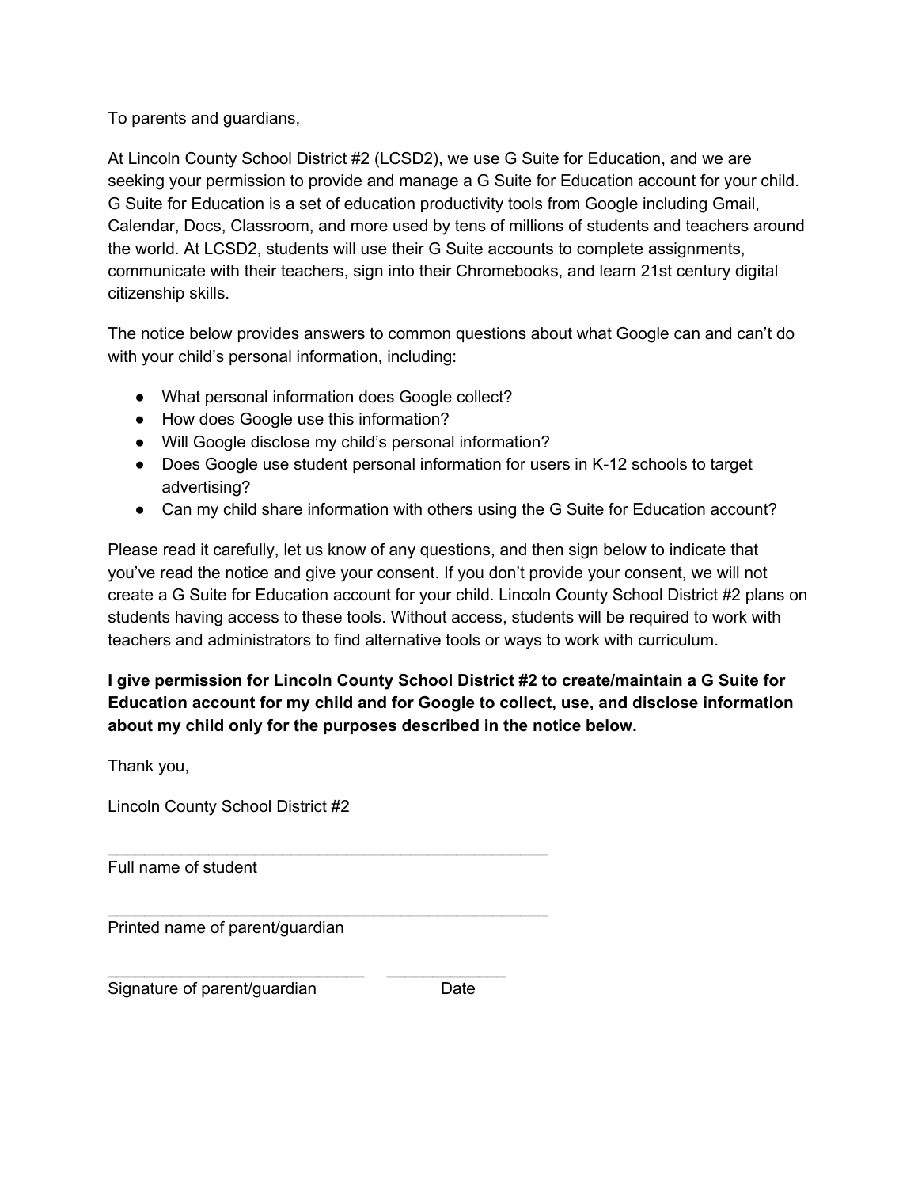To parents and guardians,

At Lincoln County School District #2 (LCSD2), we use G Suite for Education, and we are seeking your permission to provide and manage a G Suite for Education account for your child. G Suite for Education is a set of education productivity tools from Google including Gmail, Calendar, Docs, Classroom, and more used by tens of millions of students and teachers around the world. At LCSD2, students will use their G Suite accounts to complete assignments, communicate with their teachers, sign into their Chromebooks, and learn 21st century digital citizenship skills.

The notice below provides answers to common questions about what Google can and can't do with your child's personal information, including:

- What personal information does Google collect?
- How does Google use this information?
- Will Google disclose my child's personal information?
- Does Google use student personal information for users in K-12 schools to target advertising?
- Can my child share information with others using the G Suite for Education account?

Please read it carefully, let us know of any questions, and then sign below to indicate that you've read the notice and give your consent. If you don't provide your consent, we will not create a G Suite for Education account for your child. Lincoln County School District #2 plans on students having access to these tools. Without access, students will be required to work with teachers and administrators to find alternative tools or ways to work with curriculum.

**I give permission for Lincoln County School District #2 to create/maintain a G Suite for Education account for my child and for Google to collect, use, and disclose information about my child only for the purposes described in the notice below.**

Thank you,

Lincoln County School District #2

\_\_\_\_\_\_\_\_\_\_\_\_\_\_\_\_\_\_\_\_\_\_\_\_\_\_\_\_\_\_\_\_\_\_\_\_\_\_\_\_\_\_\_\_\_\_\_\_
Full name of student

\_\_\_\_\_\_\_\_\_\_\_\_\_\_\_\_\_\_\_\_\_\_\_\_\_\_\_\_\_\_\_\_\_\_\_\_\_\_\_\_\_\_\_\_\_\_\_\_
Printed name of parent/guardian

\_\_\_\_\_\_\_\_\_\_\_\_\_\_\_\_\_\_\_\_\_\_\_\_\_\_\_\_\_\_ \_\_\_\_\_\_\_\_\_\_\_\_\_\_
Signature of parent/guardian Date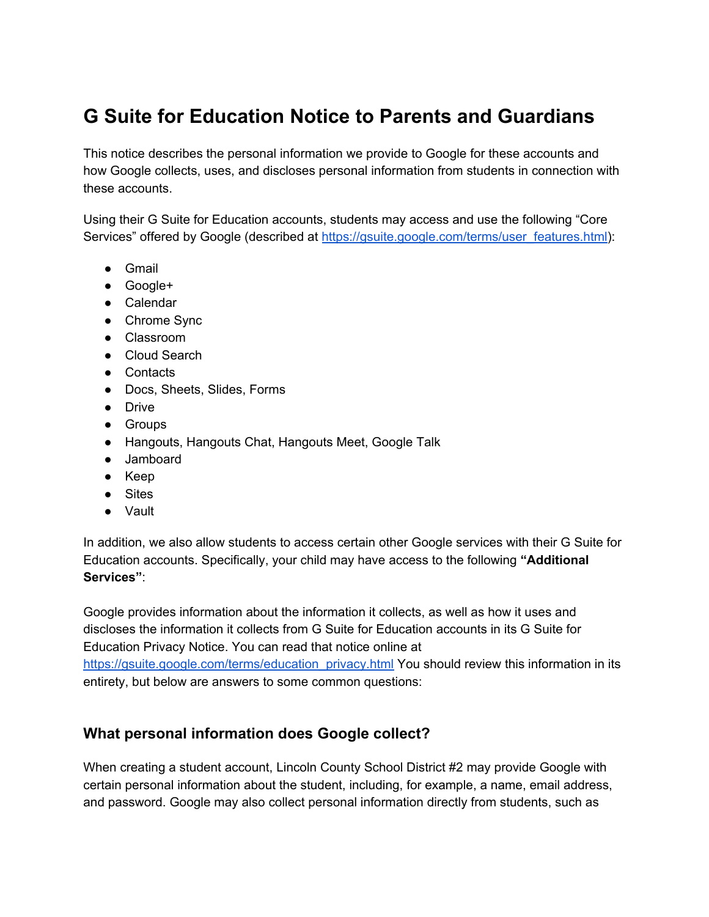# G Suite for Education Notice to Parents and Guardians

This notice describes the personal information we provide to Google for these accounts and how Google collects, uses, and discloses personal information from students in connection with these accounts.

Using their G Suite for Education accounts, students may access and use the following "Core Services" offered by Google (described at [https://gsuite.google.com/terms/user_features.html](https://gsuite.google.com/terms/user_features.html)):

- Gmail
- Google+
- Calendar
- Chrome Sync
- Classroom
- Cloud Search
- Contacts
- Docs, Sheets, Slides, Forms
- Drive
- Groups
- Hangouts, Hangouts Chat, Hangouts Meet, Google Talk
- Jamboard
- Keep
- Sites
- Vault

In addition, we also allow students to access certain other Google services with their G Suite for Education accounts. Specifically, your child may have access to the following **"Additional Services"**:

Google provides information about the information it collects, as well as how it uses and discloses the information it collects from G Suite for Education accounts in its G Suite for Education Privacy Notice. You can read that notice online at [https://gsuite.google.com/terms/education_privacy.html](https://gsuite.google.com/terms/education_privacy.html) You should review this information in its entirety, but below are answers to some common questions:

## What personal information does Google collect?

When creating a student account, Lincoln County School District #2 may provide Google with certain personal information about the student, including, for example, a name, email address, and password. Google may also collect personal information directly from students, such as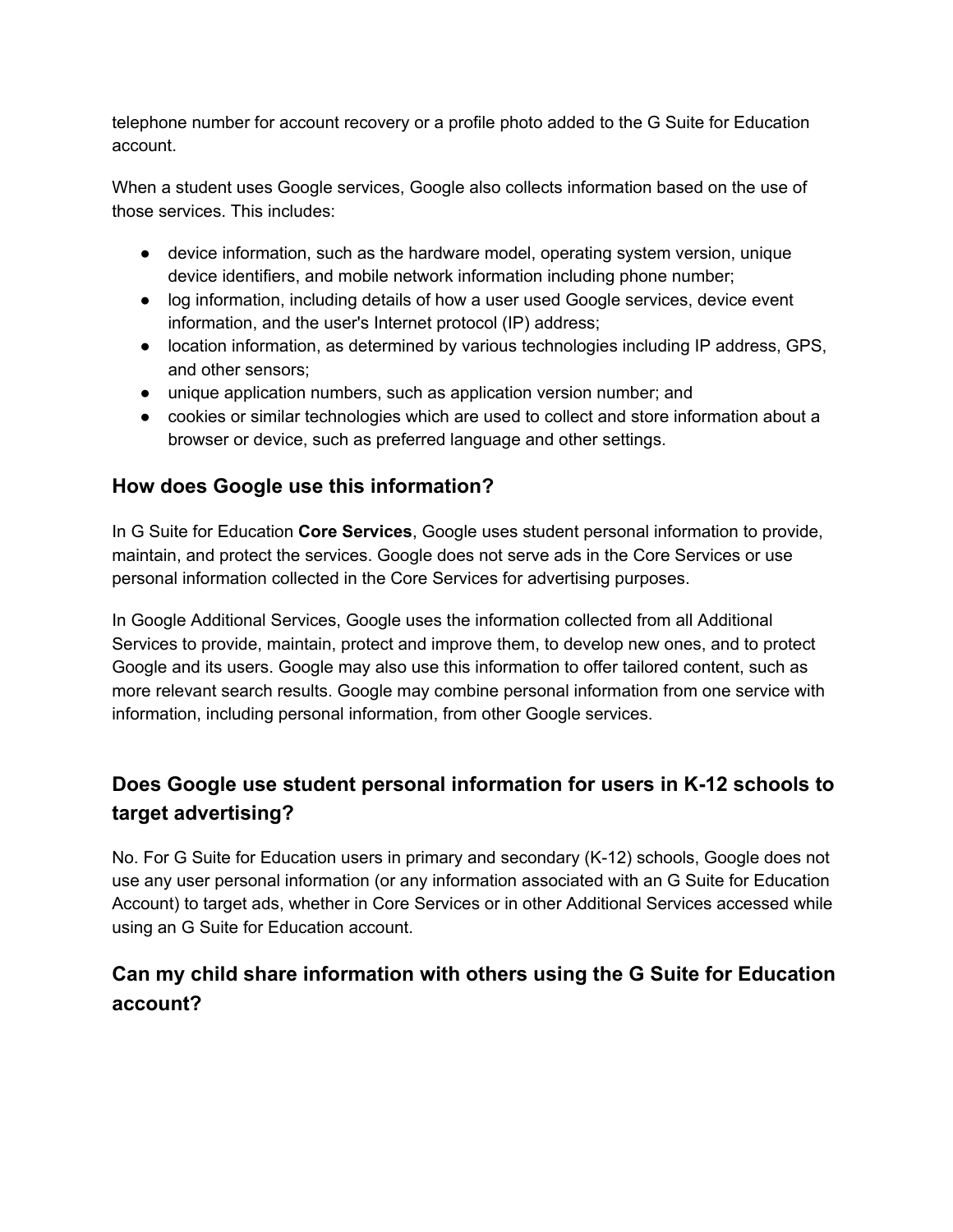telephone number for account recovery or a profile photo added to the G Suite for Education account.

When a student uses Google services, Google also collects information based on the use of those services. This includes:

- device information, such as the hardware model, operating system version, unique device identifiers, and mobile network information including phone number;
- log information, including details of how a user used Google services, device event information, and the user's Internet protocol (IP) address;
- location information, as determined by various technologies including IP address, GPS, and other sensors;
- unique application numbers, such as application version number; and
- cookies or similar technologies which are used to collect and store information about a browser or device, such as preferred language and other settings.

### How does Google use this information?

In G Suite for Education **Core Services**, Google uses student personal information to provide, maintain, and protect the services. Google does not serve ads in the Core Services or use personal information collected in the Core Services for advertising purposes.

In Google Additional Services, Google uses the information collected from all Additional Services to provide, maintain, protect and improve them, to develop new ones, and to protect Google and its users. Google may also use this information to offer tailored content, such as more relevant search results. Google may combine personal information from one service with information, including personal information, from other Google services.

### Does Google use student personal information for users in K-12 schools to target advertising?

No. For G Suite for Education users in primary and secondary (K-12) schools, Google does not use any user personal information (or any information associated with an G Suite for Education Account) to target ads, whether in Core Services or in other Additional Services accessed while using an G Suite for Education account.

### Can my child share information with others using the G Suite for Education account?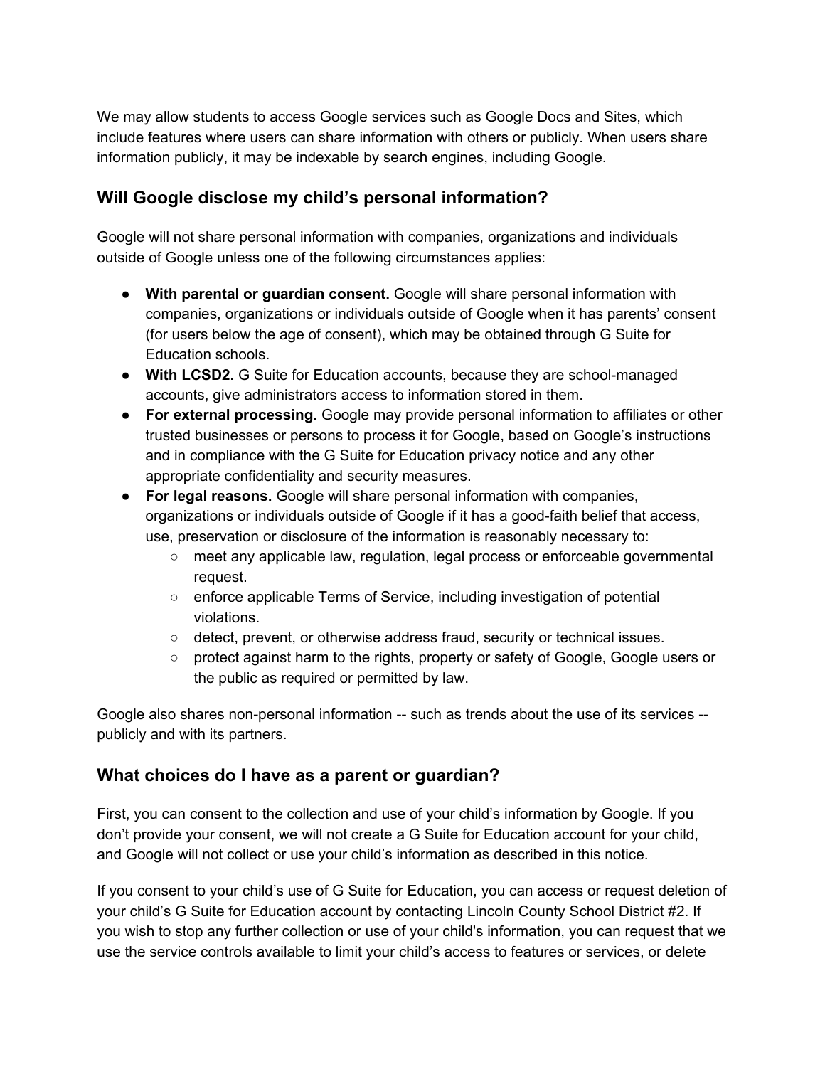We may allow students to access Google services such as Google Docs and Sites, which include features where users can share information with others or publicly. When users share information publicly, it may be indexable by search engines, including Google.

## Will Google disclose my child's personal information?

Google will not share personal information with companies, organizations and individuals outside of Google unless one of the following circumstances applies:

- **With parental or guardian consent.** Google will share personal information with companies, organizations or individuals outside of Google when it has parents' consent (for users below the age of consent), which may be obtained through G Suite for Education schools.
- **With LCSD2.** G Suite for Education accounts, because they are school-managed accounts, give administrators access to information stored in them.
- **For external processing.** Google may provide personal information to affiliates or other trusted businesses or persons to process it for Google, based on Google's instructions and in compliance with the G Suite for Education privacy notice and any other appropriate confidentiality and security measures.
- **For legal reasons.** Google will share personal information with companies, organizations or individuals outside of Google if it has a good-faith belief that access, use, preservation or disclosure of the information is reasonably necessary to:
  - meet any applicable law, regulation, legal process or enforceable governmental request.
  - enforce applicable Terms of Service, including investigation of potential violations.
  - detect, prevent, or otherwise address fraud, security or technical issues.
  - protect against harm to the rights, property or safety of Google, Google users or the public as required or permitted by law.

Google also shares non-personal information -- such as trends about the use of its services -- publicly and with its partners.

## What choices do I have as a parent or guardian?

First, you can consent to the collection and use of your child's information by Google. If you don't provide your consent, we will not create a G Suite for Education account for your child, and Google will not collect or use your child's information as described in this notice.

If you consent to your child's use of G Suite for Education, you can access or request deletion of your child's G Suite for Education account by contacting Lincoln County School District #2. If you wish to stop any further collection or use of your child's information, you can request that we use the service controls available to limit your child's access to features or services, or delete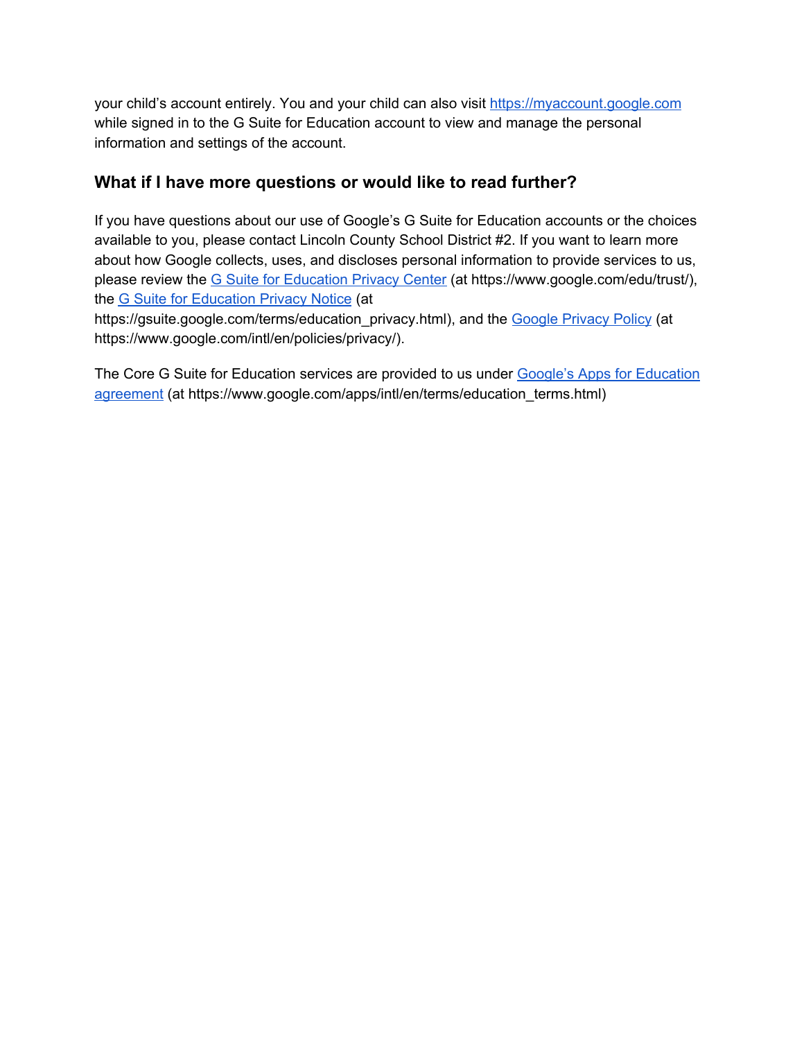your child's account entirely. You and your child can also visit [https://myaccount.google.com](https://myaccount.google.com) while signed in to the G Suite for Education account to view and manage the personal information and settings of the account.

## What if I have more questions or would like to read further?

If you have questions about our use of Google's G Suite for Education accounts or the choices available to you, please contact Lincoln County School District #2. If you want to learn more about how Google collects, uses, and discloses personal information to provide services to us, please review the [G Suite for Education Privacy Center](https://www.google.com/edu/trust/) (at https://www.google.com/edu/trust/), the [G Suite for Education Privacy Notice](https://gsuite.google.com/terms/education_privacy.html) (at https://gsuite.google.com/terms/education_privacy.html), and the [Google Privacy Policy](https://www.google.com/intl/en/policies/privacy/) (at https://www.google.com/intl/en/policies/privacy/).

The Core G Suite for Education services are provided to us under [Google's Apps for Education agreement](https://www.google.com/apps/intl/en/terms/education_terms.html) (at https://www.google.com/apps/intl/en/terms/education_terms.html)